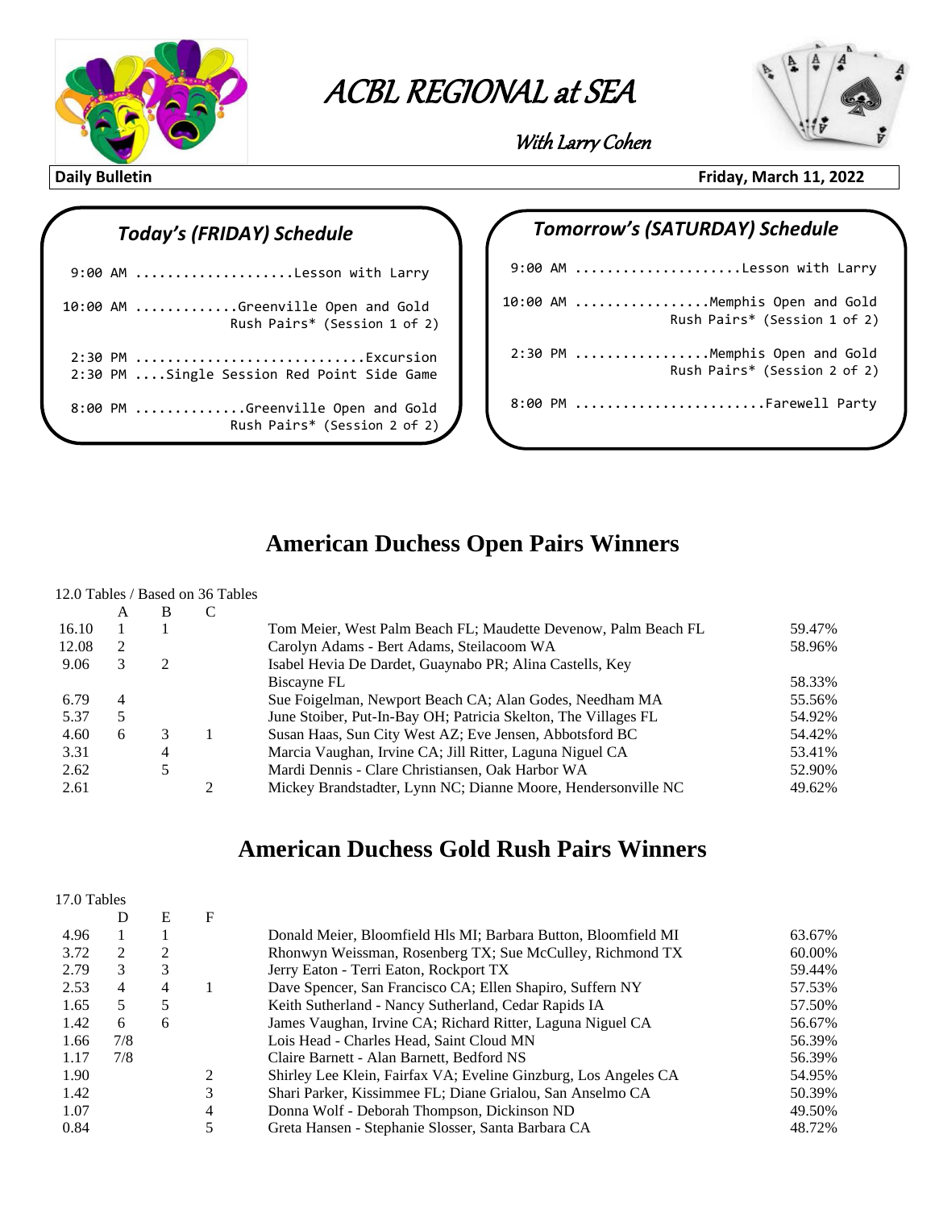# ACBL REGIONAL at SEA

*With Larry Cohen*

**Daily Bulletin** **Friday, March 11, 2022**

## *Today's (FRIDAY) Schedule*

```
 9:00 AM ....................Lesson with Larry

10:00 AM ............Greenville Open and Gold
                    Rush Pairs* (Session 1 of 2)

 2:30 PM ............................Excursion
 2:30 PM ....Single Session Red Point Side Game

 8:00 PM .............Greenville Open and Gold
                    Rush Pairs* (Session 2 of 2)
```

## *Tomorrow's (SATURDAY) Schedule*

```
 9:00 AM .....................Lesson with Larry

10:00 AM .................Memphis Open and Gold
                    Rush Pairs* (Session 1 of 2)

 2:30 PM .................Memphis Open and Gold
                    Rush Pairs* (Session 2 of 2)

 8:00 PM ........................Farewell Party
```

## American Duchess Open Pairs Winners

12.0 Tables / Based on 36 Tables

| | A | B | C | | |
|---|---|---|---|---|---|
| 16.10 | 1 | 1 | | Tom Meier, West Palm Beach FL; Maudette Devenow, Palm Beach FL | 59.47% |
| 12.08 | 2 | | | Carolyn Adams - Bert Adams, Steilacoom WA | 58.96% |
| 9.06 | 3 | 2 | | Isabel Hevia De Dardet, Guaynabo PR; Alina Castells, Key Biscayne FL | 58.33% |
| 6.79 | 4 | | | Sue Foigelman, Newport Beach CA; Alan Godes, Needham MA | 55.56% |
| 5.37 | 5 | | | June Stoiber, Put-In-Bay OH; Patricia Skelton, The Villages FL | 54.92% |
| 4.60 | 6 | 3 | 1 | Susan Haas, Sun City West AZ; Eve Jensen, Abbotsford BC | 54.42% |
| 3.31 | | 4 | | Marcia Vaughan, Irvine CA; Jill Ritter, Laguna Niguel CA | 53.41% |
| 2.62 | | 5 | | Mardi Dennis - Clare Christiansen, Oak Harbor WA | 52.90% |
| 2.61 | | | 2 | Mickey Brandstadter, Lynn NC; Dianne Moore, Hendersonville NC | 49.62% |

## American Duchess Gold Rush Pairs Winners

17.0 Tables

| | D | E | F | | |
|---|---|---|---|---|---|
| 4.96 | 1 | 1 | | Donald Meier, Bloomfield Hls MI; Barbara Button, Bloomfield MI | 63.67% |
| 3.72 | 2 | 2 | | Rhonwyn Weissman, Rosenberg TX; Sue McCulley, Richmond TX | 60.00% |
| 2.79 | 3 | 3 | | Jerry Eaton - Terri Eaton, Rockport TX | 59.44% |
| 2.53 | 4 | 4 | 1 | Dave Spencer, San Francisco CA; Ellen Shapiro, Suffern NY | 57.53% |
| 1.65 | 5 | 5 | | Keith Sutherland - Nancy Sutherland, Cedar Rapids IA | 57.50% |
| 1.42 | 6 | 6 | | James Vaughan, Irvine CA; Richard Ritter, Laguna Niguel CA | 56.67% |
| 1.66 | 7/8 | | | Lois Head - Charles Head, Saint Cloud MN | 56.39% |
| 1.17 | 7/8 | | | Claire Barnett - Alan Barnett, Bedford NS | 56.39% |
| 1.90 | | | 2 | Shirley Lee Klein, Fairfax VA; Eveline Ginzburg, Los Angeles CA | 54.95% |
| 1.42 | | | 3 | Shari Parker, Kissimmee FL; Diane Grialou, San Anselmo CA | 50.39% |
| 1.07 | | | 4 | Donna Wolf - Deborah Thompson, Dickinson ND | 49.50% |
| 0.84 | | | 5 | Greta Hansen - Stephanie Slosser, Santa Barbara CA | 48.72% |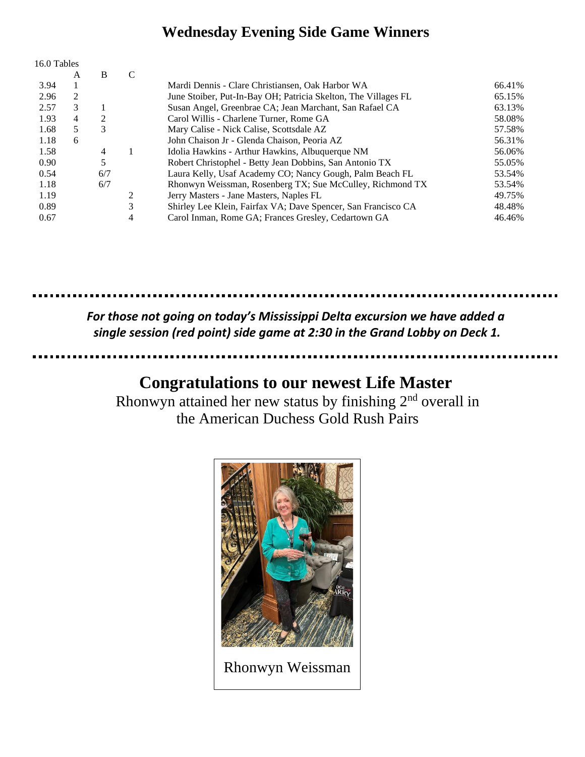# Wednesday Evening Side Game Winners

16.0 Tables

| | A | B | C | | |
|---|---|---|---|---|---|
| 3.94 | 1 | | | Mardi Dennis - Clare Christiansen, Oak Harbor WA | 66.41% |
| 2.96 | 2 | | | June Stoiber, Put-In-Bay OH; Patricia Skelton, The Villages FL | 65.15% |
| 2.57 | 3 | 1 | | Susan Angel, Greenbrae CA; Jean Marchant, San Rafael CA | 63.13% |
| 1.93 | 4 | 2 | | Carol Willis - Charlene Turner, Rome GA | 58.08% |
| 1.68 | 5 | 3 | | Mary Calise - Nick Calise, Scottsdale AZ | 57.58% |
| 1.18 | 6 | | | John Chaison Jr - Glenda Chaison, Peoria AZ | 56.31% |
| 1.58 | | 4 | 1 | Idolia Hawkins - Arthur Hawkins, Albuquerque NM | 56.06% |
| 0.90 | | 5 | | Robert Christophel - Betty Jean Dobbins, San Antonio TX | 55.05% |
| 0.54 | | 6/7 | | Laura Kelly, Usaf Academy CO; Nancy Gough, Palm Beach FL | 53.54% |
| 1.18 | | 6/7 | | Rhonwyn Weissman, Rosenberg TX; Sue McCulley, Richmond TX | 53.54% |
| 1.19 | | | 2 | Jerry Masters - Jane Masters, Naples FL | 49.75% |
| 0.89 | | | 3 | Shirley Lee Klein, Fairfax VA; Dave Spencer, San Francisco CA | 48.48% |
| 0.67 | | | 4 | Carol Inman, Rome GA; Frances Gresley, Cedartown GA | 46.46% |

***For those not going on today's Mississippi Delta excursion we have added a single session (red point) side game at 2:30 in the Grand Lobby on Deck 1.***

## Congratulations to our newest Life Master

Rhonwyn attained her new status by finishing 2nd overall in the American Duchess Gold Rush Pairs

Rhonwyn Weissman